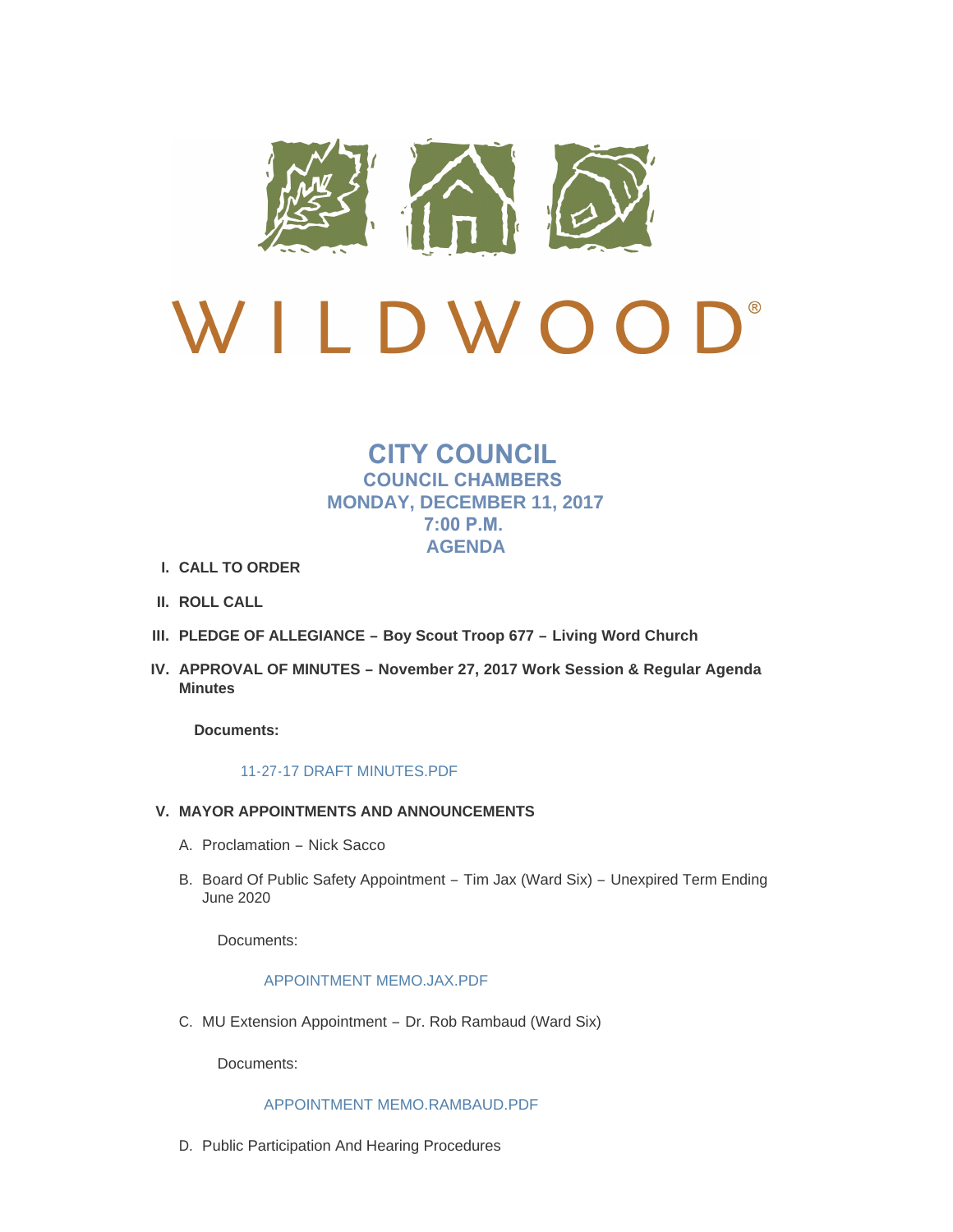WILDWOOD®

# CITY COUNCIL
## COUNCIL CHAMBERS
## MONDAY, DECEMBER 11, 2017
## 7:00 P.M.
## AGENDA

I. **CALL TO ORDER**

II. **ROLL CALL**

III. **PLEDGE OF ALLEGIANCE – Boy Scout Troop 677 – Living Word Church**

IV. **APPROVAL OF MINUTES – November 27, 2017 Work Session & Regular Agenda Minutes**

**Documents:**

11-27-17 DRAFT MINUTES.PDF

V. **MAYOR APPOINTMENTS AND ANNOUNCEMENTS**

A. Proclamation – Nick Sacco

B. Board Of Public Safety Appointment – Tim Jax (Ward Six) – Unexpired Term Ending June 2020

Documents:

APPOINTMENT MEMO.JAX.PDF

C. MU Extension Appointment – Dr. Rob Rambaud (Ward Six)

Documents:

APPOINTMENT MEMO.RAMBAUD.PDF

D. Public Participation And Hearing Procedures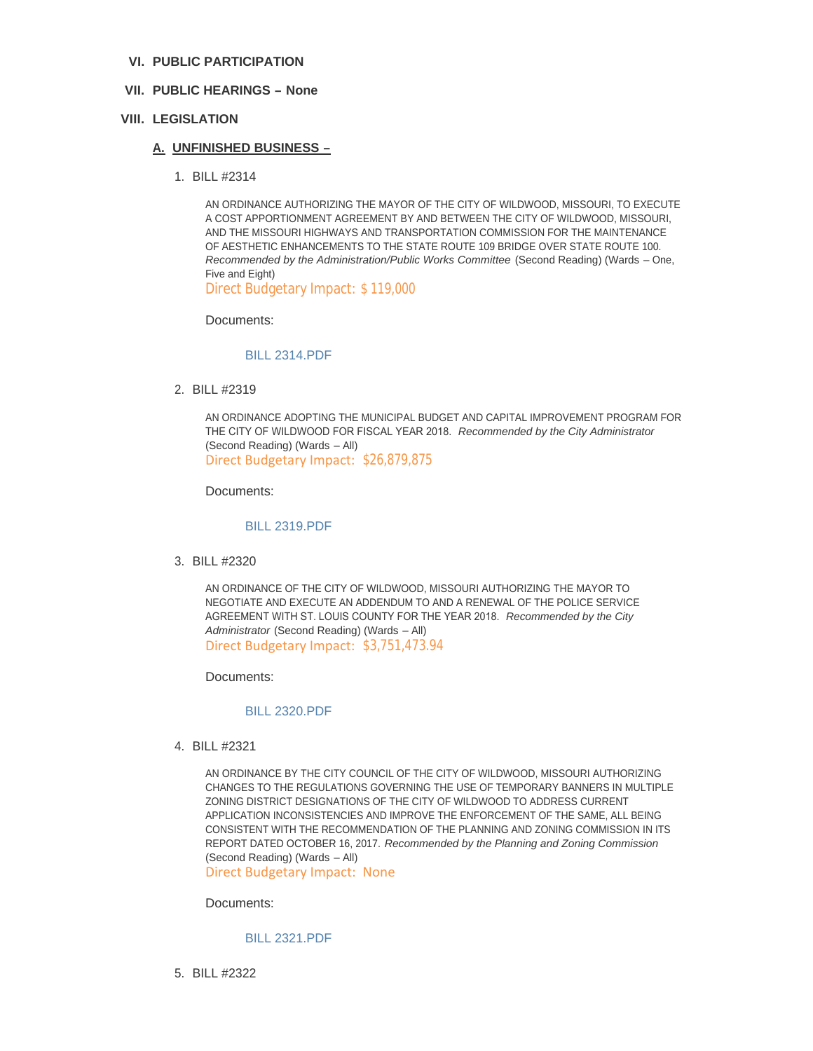## VI. PUBLIC PARTICIPATION

## VII. PUBLIC HEARINGS – None

## VIII. LEGISLATION

### A. UNFINISHED BUSINESS –

1. BILL #2314

   AN ORDINANCE AUTHORIZING THE MAYOR OF THE CITY OF WILDWOOD, MISSOURI, TO EXECUTE A COST APPORTIONMENT AGREEMENT BY AND BETWEEN THE CITY OF WILDWOOD, MISSOURI, AND THE MISSOURI HIGHWAYS AND TRANSPORTATION COMMISSION FOR THE MAINTENANCE OF AESTHETIC ENHANCEMENTS TO THE STATE ROUTE 109 BRIDGE OVER STATE ROUTE 100. *Recommended by the Administration/Public Works Committee* (Second Reading) (Wards – One, Five and Eight)
   Direct Budgetary Impact: $ 119,000

   Documents:

   BILL 2314.PDF

2. BILL #2319

   AN ORDINANCE ADOPTING THE MUNICIPAL BUDGET AND CAPITAL IMPROVEMENT PROGRAM FOR THE CITY OF WILDWOOD FOR FISCAL YEAR 2018. *Recommended by the City Administrator* (Second Reading) (Wards – All)
   Direct Budgetary Impact: $26,879,875

   Documents:

   BILL 2319.PDF

3. BILL #2320

   AN ORDINANCE OF THE CITY OF WILDWOOD, MISSOURI AUTHORIZING THE MAYOR TO NEGOTIATE AND EXECUTE AN ADDENDUM TO AND A RENEWAL OF THE POLICE SERVICE AGREEMENT WITH ST. LOUIS COUNTY FOR THE YEAR 2018. *Recommended by the City Administrator* (Second Reading) (Wards – All)
   Direct Budgetary Impact: $3,751,473.94

   Documents:

   BILL 2320.PDF

4. BILL #2321

   AN ORDINANCE BY THE CITY COUNCIL OF THE CITY OF WILDWOOD, MISSOURI AUTHORIZING CHANGES TO THE REGULATIONS GOVERNING THE USE OF TEMPORARY BANNERS IN MULTIPLE ZONING DISTRICT DESIGNATIONS OF THE CITY OF WILDWOOD TO ADDRESS CURRENT APPLICATION INCONSISTENCIES AND IMPROVE THE ENFORCEMENT OF THE SAME, ALL BEING CONSISTENT WITH THE RECOMMENDATION OF THE PLANNING AND ZONING COMMISSION IN ITS REPORT DATED OCTOBER 16, 2017. *Recommended by the Planning and Zoning Commission* (Second Reading) (Wards – All)
   Direct Budgetary Impact: None

   Documents:

   BILL 2321.PDF

5. BILL #2322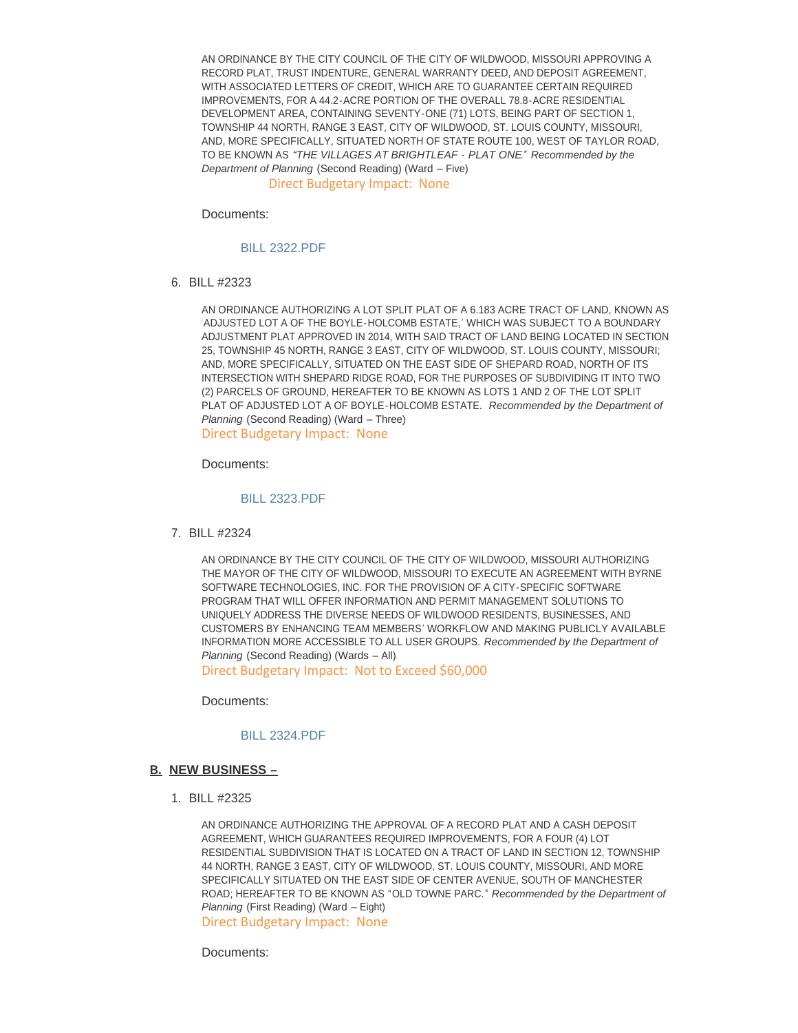AN ORDINANCE BY THE CITY COUNCIL OF THE CITY OF WILDWOOD, MISSOURI APPROVING A RECORD PLAT, TRUST INDENTURE, GENERAL WARRANTY DEED, AND DEPOSIT AGREEMENT, WITH ASSOCIATED LETTERS OF CREDIT, WHICH ARE TO GUARANTEE CERTAIN REQUIRED IMPROVEMENTS, FOR A 44.2-ACRE PORTION OF THE OVERALL 78.8-ACRE RESIDENTIAL DEVELOPMENT AREA, CONTAINING SEVENTY-ONE (71) LOTS, BEING PART OF SECTION 1, TOWNSHIP 44 NORTH, RANGE 3 EAST, CITY OF WILDWOOD, ST. LOUIS COUNTY, MISSOURI, AND, MORE SPECIFICALLY, SITUATED NORTH OF STATE ROUTE 100, WEST OF TAYLOR ROAD, TO BE KNOWN AS *"THE VILLAGES AT BRIGHTLEAF - PLAT ONE."* *Recommended by the Department of Planning* (Second Reading) (Ward – Five)

Direct Budgetary Impact: None

Documents:

BILL 2322.PDF

6. BILL #2323

AN ORDINANCE AUTHORIZING A LOT SPLIT PLAT OF A 6.183 ACRE TRACT OF LAND, KNOWN AS 'ADJUSTED LOT A OF THE BOYLE-HOLCOMB ESTATE,' WHICH WAS SUBJECT TO A BOUNDARY ADJUSTMENT PLAT APPROVED IN 2014, WITH SAID TRACT OF LAND BEING LOCATED IN SECTION 25, TOWNSHIP 45 NORTH, RANGE 3 EAST, CITY OF WILDWOOD, ST. LOUIS COUNTY, MISSOURI; AND, MORE SPECIFICALLY, SITUATED ON THE EAST SIDE OF SHEPARD ROAD, NORTH OF ITS INTERSECTION WITH SHEPARD RIDGE ROAD, FOR THE PURPOSES OF SUBDIVIDING IT INTO TWO (2) PARCELS OF GROUND, HEREAFTER TO BE KNOWN AS LOTS 1 AND 2 OF THE LOT SPLIT PLAT OF ADJUSTED LOT A OF BOYLE-HOLCOMB ESTATE. *Recommended by the Department of Planning* (Second Reading) (Ward – Three)

Direct Budgetary Impact: None

Documents:

BILL 2323.PDF

7. BILL #2324

AN ORDINANCE BY THE CITY COUNCIL OF THE CITY OF WILDWOOD, MISSOURI AUTHORIZING THE MAYOR OF THE CITY OF WILDWOOD, MISSOURI TO EXECUTE AN AGREEMENT WITH BYRNE SOFTWARE TECHNOLOGIES, INC. FOR THE PROVISION OF A CITY-SPECIFIC SOFTWARE PROGRAM THAT WILL OFFER INFORMATION AND PERMIT MANAGEMENT SOLUTIONS TO UNIQUELY ADDRESS THE DIVERSE NEEDS OF WILDWOOD RESIDENTS, BUSINESSES, AND CUSTOMERS BY ENHANCING TEAM MEMBERS' WORKFLOW AND MAKING PUBLICLY AVAILABLE INFORMATION MORE ACCESSIBLE TO ALL USER GROUPS. *Recommended by the Department of Planning* (Second Reading) (Wards – All)

Direct Budgetary Impact: Not to Exceed $60,000

Documents:

BILL 2324.PDF

## B. NEW BUSINESS –

1. BILL #2325

AN ORDINANCE AUTHORIZING THE APPROVAL OF A RECORD PLAT AND A CASH DEPOSIT AGREEMENT, WHICH GUARANTEES REQUIRED IMPROVEMENTS, FOR A FOUR (4) LOT RESIDENTIAL SUBDIVISION THAT IS LOCATED ON A TRACT OF LAND IN SECTION 12, TOWNSHIP 44 NORTH, RANGE 3 EAST, CITY OF WILDWOOD, ST. LOUIS COUNTY, MISSOURI, AND MORE SPECIFICALLY SITUATED ON THE EAST SIDE OF CENTER AVENUE, SOUTH OF MANCHESTER ROAD; HEREAFTER TO BE KNOWN AS "OLD TOWNE PARC." *Recommended by the Department of Planning* (First Reading) (Ward – Eight)

Direct Budgetary Impact: None

Documents: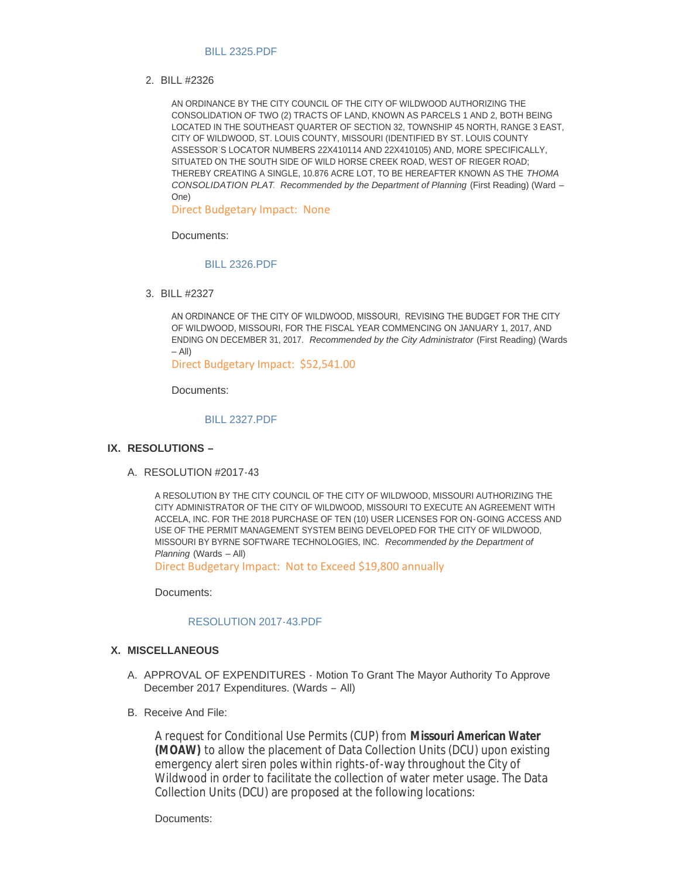BILL 2325.PDF

2. BILL #2326

   AN ORDINANCE BY THE CITY COUNCIL OF THE CITY OF WILDWOOD AUTHORIZING THE CONSOLIDATION OF TWO (2) TRACTS OF LAND, KNOWN AS PARCELS 1 AND 2, BOTH BEING LOCATED IN THE SOUTHEAST QUARTER OF SECTION 32, TOWNSHIP 45 NORTH, RANGE 3 EAST, CITY OF WILDWOOD, ST. LOUIS COUNTY, MISSOURI (IDENTIFIED BY ST. LOUIS COUNTY ASSESSOR`S LOCATOR NUMBERS 22X410114 AND 22X410105) AND, MORE SPECIFICALLY, SITUATED ON THE SOUTH SIDE OF WILD HORSE CREEK ROAD, WEST OF RIEGER ROAD; THEREBY CREATING A SINGLE, 10.876 ACRE LOT, TO BE HEREAFTER KNOWN AS THE *THOMA CONSOLIDATION PLAT. Recommended by the Department of Planning* (First Reading) (Ward – One)

   Direct Budgetary Impact: None

   Documents:

   BILL 2326.PDF

3. BILL #2327

   AN ORDINANCE OF THE CITY OF WILDWOOD, MISSOURI, REVISING THE BUDGET FOR THE CITY OF WILDWOOD, MISSOURI, FOR THE FISCAL YEAR COMMENCING ON JANUARY 1, 2017, AND ENDING ON DECEMBER 31, 2017. *Recommended by the City Administrator* (First Reading) (Wards – All)

   Direct Budgetary Impact: $52,541.00

   Documents:

   BILL 2327.PDF

## IX. RESOLUTIONS –

A. RESOLUTION #2017-43

   A RESOLUTION BY THE CITY COUNCIL OF THE CITY OF WILDWOOD, MISSOURI AUTHORIZING THE CITY ADMINISTRATOR OF THE CITY OF WILDWOOD, MISSOURI TO EXECUTE AN AGREEMENT WITH ACCELA, INC. FOR THE 2018 PURCHASE OF TEN (10) USER LICENSES FOR ON-GOING ACCESS AND USE OF THE PERMIT MANAGEMENT SYSTEM BEING DEVELOPED FOR THE CITY OF WILDWOOD, MISSOURI BY BYRNE SOFTWARE TECHNOLOGIES, INC. *Recommended by the Department of Planning* (Wards – All)

   Direct Budgetary Impact: Not to Exceed $19,800 annually

   Documents:

   RESOLUTION 2017-43.PDF

## X. MISCELLANEOUS

A. APPROVAL OF EXPENDITURES - Motion To Grant The Mayor Authority To Approve December 2017 Expenditures. (Wards – All)

B. Receive And File:

   A request for Conditional Use Permits (CUP) from **Missouri American Water (MOAW)** to allow the placement of Data Collection Units (DCU) upon existing emergency alert siren poles within rights-of-way throughout the City of Wildwood in order to facilitate the collection of water meter usage. The Data Collection Units (DCU) are proposed at the following locations:

   Documents: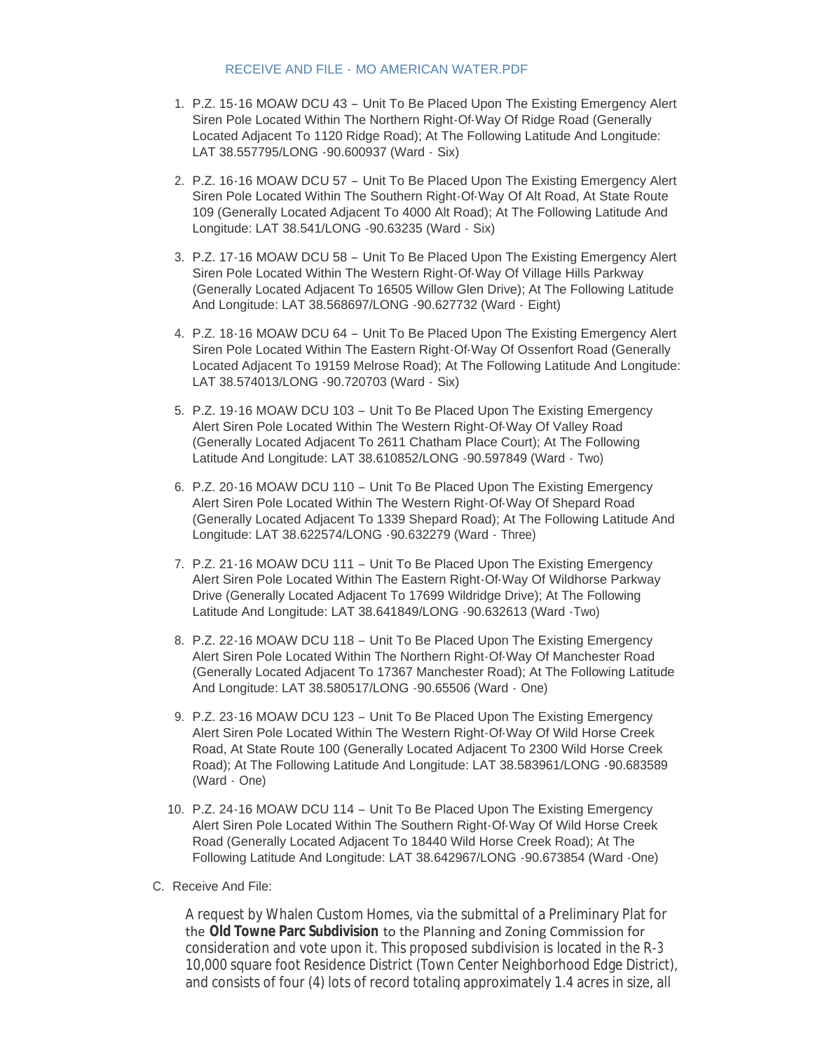RECEIVE AND FILE - MO AMERICAN WATER.PDF

1. P.Z. 15-16 MOAW DCU 43 – Unit To Be Placed Upon The Existing Emergency Alert Siren Pole Located Within The Northern Right-Of-Way Of Ridge Road (Generally Located Adjacent To 1120 Ridge Road); At The Following Latitude And Longitude: LAT 38.557795/LONG -90.600937 (Ward - Six)
2. P.Z. 16-16 MOAW DCU 57 – Unit To Be Placed Upon The Existing Emergency Alert Siren Pole Located Within The Southern Right-Of-Way Of Alt Road, At State Route 109 (Generally Located Adjacent To 4000 Alt Road); At The Following Latitude And Longitude: LAT 38.541/LONG -90.63235 (Ward - Six)
3. P.Z. 17-16 MOAW DCU 58 – Unit To Be Placed Upon The Existing Emergency Alert Siren Pole Located Within The Western Right-Of-Way Of Village Hills Parkway (Generally Located Adjacent To 16505 Willow Glen Drive); At The Following Latitude And Longitude: LAT 38.568697/LONG -90.627732 (Ward - Eight)
4. P.Z. 18-16 MOAW DCU 64 – Unit To Be Placed Upon The Existing Emergency Alert Siren Pole Located Within The Eastern Right-Of-Way Of Ossenfort Road (Generally Located Adjacent To 19159 Melrose Road); At The Following Latitude And Longitude: LAT 38.574013/LONG -90.720703 (Ward - Six)
5. P.Z. 19-16 MOAW DCU 103 – Unit To Be Placed Upon The Existing Emergency Alert Siren Pole Located Within The Western Right-Of-Way Of Valley Road (Generally Located Adjacent To 2611 Chatham Place Court); At The Following Latitude And Longitude: LAT 38.610852/LONG -90.597849 (Ward - Two)
6. P.Z. 20-16 MOAW DCU 110 – Unit To Be Placed Upon The Existing Emergency Alert Siren Pole Located Within The Western Right-Of-Way Of Shepard Road (Generally Located Adjacent To 1339 Shepard Road); At The Following Latitude And Longitude: LAT 38.622574/LONG -90.632279 (Ward - Three)
7. P.Z. 21-16 MOAW DCU 111 – Unit To Be Placed Upon The Existing Emergency Alert Siren Pole Located Within The Eastern Right-Of-Way Of Wildhorse Parkway Drive (Generally Located Adjacent To 17699 Wildridge Drive); At The Following Latitude And Longitude: LAT 38.641849/LONG -90.632613 (Ward -Two)
8. P.Z. 22-16 MOAW DCU 118 – Unit To Be Placed Upon The Existing Emergency Alert Siren Pole Located Within The Northern Right-Of-Way Of Manchester Road (Generally Located Adjacent To 17367 Manchester Road); At The Following Latitude And Longitude: LAT 38.580517/LONG -90.65506 (Ward - One)
9. P.Z. 23-16 MOAW DCU 123 – Unit To Be Placed Upon The Existing Emergency Alert Siren Pole Located Within The Western Right-Of-Way Of Wild Horse Creek Road, At State Route 100 (Generally Located Adjacent To 2300 Wild Horse Creek Road); At The Following Latitude And Longitude: LAT 38.583961/LONG -90.683589 (Ward - One)
10. P.Z. 24-16 MOAW DCU 114 – Unit To Be Placed Upon The Existing Emergency Alert Siren Pole Located Within The Southern Right-Of-Way Of Wild Horse Creek Road (Generally Located Adjacent To 18440 Wild Horse Creek Road); At The Following Latitude And Longitude: LAT 38.642967/LONG -90.673854 (Ward -One)

C. Receive And File:

A request by Whalen Custom Homes, via the submittal of a Preliminary Plat for the **Old Towne Parc Subdivision** to the Planning and Zoning Commission for consideration and vote upon it. This proposed subdivision is located in the R-3 10,000 square foot Residence District (Town Center Neighborhood Edge District), and consists of four (4) lots of record totaling approximately 1.4 acres in size, all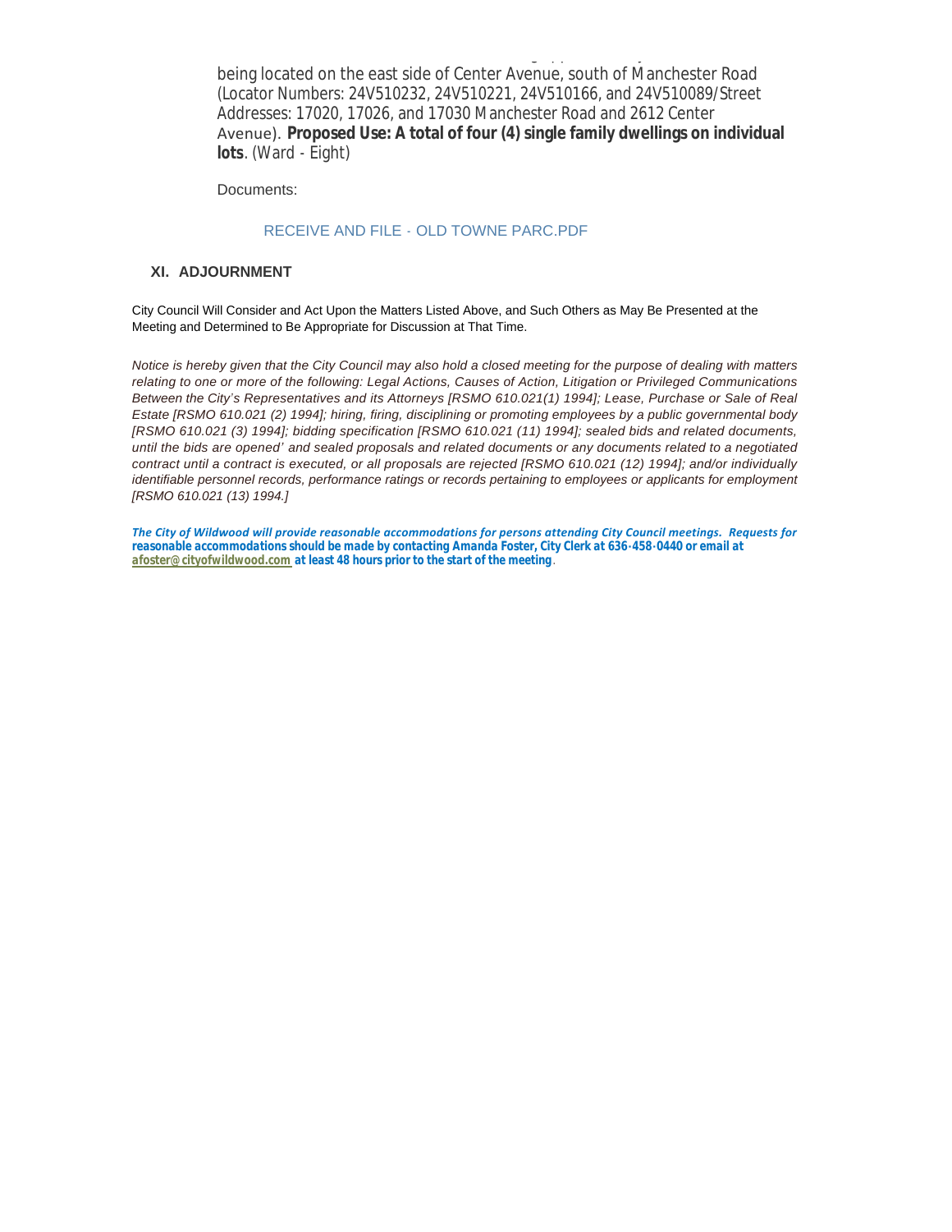being located on the east side of Center Avenue, south of Manchester Road (Locator Numbers: 24V510232, 24V510221, 24V510166, and 24V510089/Street Addresses: 17020, 17026, and 17030 Manchester Road and 2612 Center Avenue). **Proposed Use: A total of four (4) single family dwellings on individual lots**. (Ward - Eight)

Documents:

RECEIVE AND FILE - OLD TOWNE PARC.PDF

## XI. ADJOURNMENT

City Council Will Consider and Act Upon the Matters Listed Above, and Such Others as May Be Presented at the Meeting and Determined to Be Appropriate for Discussion at That Time.

*Notice is hereby given that the City Council may also hold a closed meeting for the purpose of dealing with matters relating to one or more of the following: Legal Actions, Causes of Action, Litigation or Privileged Communications Between the City's Representatives and its Attorneys [RSMO 610.021(1) 1994]; Lease, Purchase or Sale of Real Estate [RSMO 610.021 (2) 1994]; hiring, firing, disciplining or promoting employees by a public governmental body [RSMO 610.021 (3) 1994]; bidding specification [RSMO 610.021 (11) 1994]; sealed bids and related documents, until the bids are opened' and sealed proposals and related documents or any documents related to a negotiated contract until a contract is executed, or all proposals are rejected [RSMO 610.021 (12) 1994]; and/or individually identifiable personnel records, performance ratings or records pertaining to employees or applicants for employment [RSMO 610.021 (13) 1994.]*

***The City of Wildwood will provide reasonable accommodations for persons attending City Council meetings. Requests for reasonable accommodations should be made by contacting Amanda Foster, City Clerk at 636-458-0440 or email at afoster@cityofwildwood.com at least 48 hours prior to the start of the meeting***.